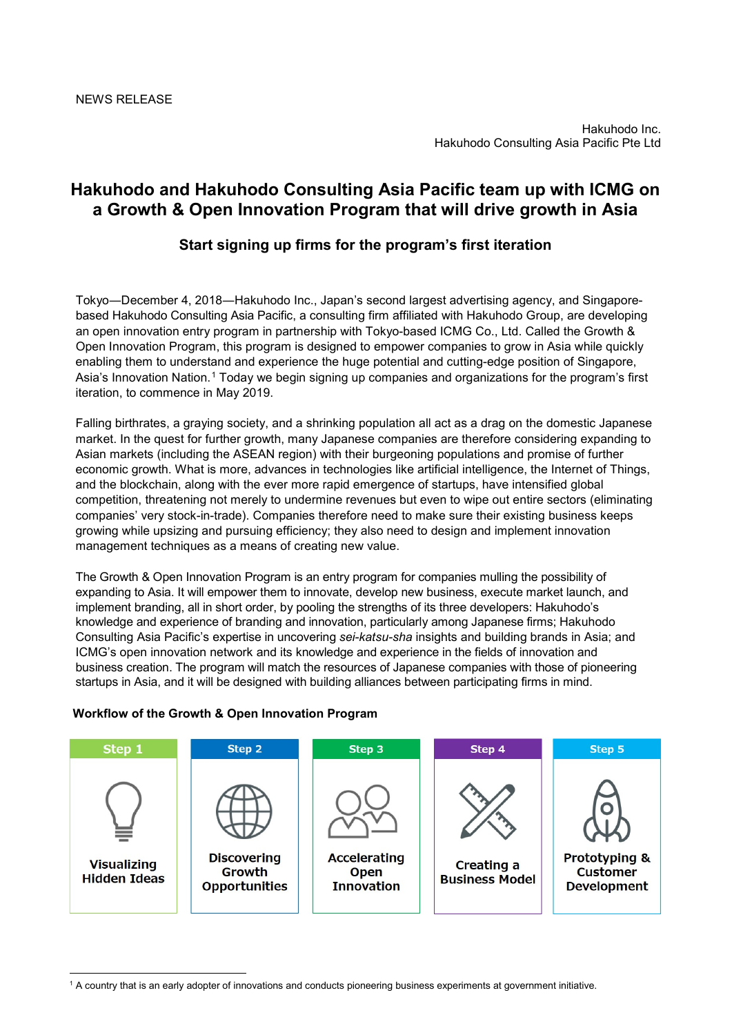NEWS RELEASE

Hakuhodo Inc.
Hakuhodo Consulting Asia Pacific Pte Ltd

# Hakuhodo and Hakuhodo Consulting Asia Pacific team up with ICMG on a Growth & Open Innovation Program that will drive growth in Asia

## Start signing up firms for the program's first iteration

Tokyo—December 4, 2018—Hakuhodo Inc., Japan's second largest advertising agency, and Singapore-based Hakuhodo Consulting Asia Pacific, a consulting firm affiliated with Hakuhodo Group, are developing an open innovation entry program in partnership with Tokyo-based ICMG Co., Ltd. Called the Growth & Open Innovation Program, this program is designed to empower companies to grow in Asia while quickly enabling them to understand and experience the huge potential and cutting-edge position of Singapore, Asia's Innovation Nation.[1] Today we begin signing up companies and organizations for the program's first iteration, to commence in May 2019.

Falling birthrates, a graying society, and a shrinking population all act as a drag on the domestic Japanese market. In the quest for further growth, many Japanese companies are therefore considering expanding to Asian markets (including the ASEAN region) with their burgeoning populations and promise of further economic growth. What is more, advances in technologies like artificial intelligence, the Internet of Things, and the blockchain, along with the ever more rapid emergence of startups, have intensified global competition, threatening not merely to undermine revenues but even to wipe out entire sectors (eliminating companies' very stock-in-trade). Companies therefore need to make sure their existing business keeps growing while upsizing and pursuing efficiency; they also need to design and implement innovation management techniques as a means of creating new value.

The Growth & Open Innovation Program is an entry program for companies mulling the possibility of expanding to Asia. It will empower them to innovate, develop new business, execute market launch, and implement branding, all in short order, by pooling the strengths of its three developers: Hakuhodo's knowledge and experience of branding and innovation, particularly among Japanese firms; Hakuhodo Consulting Asia Pacific's expertise in uncovering *sei-katsu-sha* insights and building brands in Asia; and ICMG's open innovation network and its knowledge and experience in the fields of innovation and business creation. The program will match the resources of Japanese companies with those of pioneering startups in Asia, and it will be designed with building alliances between participating firms in mind.

**Workflow of the Growth & Open Innovation Program**

| Step 1 | Step 2 | Step 3 | Step 4 | Step 5 |
|---|---|---|---|---|
| Visualizing Hidden Ideas | Discovering Growth Opportunities | Accelerating Open Innovation | Creating a Business Model | Prototyping & Customer Development |

---

[1] A country that is an early adopter of innovations and conducts pioneering business experiments at government initiative.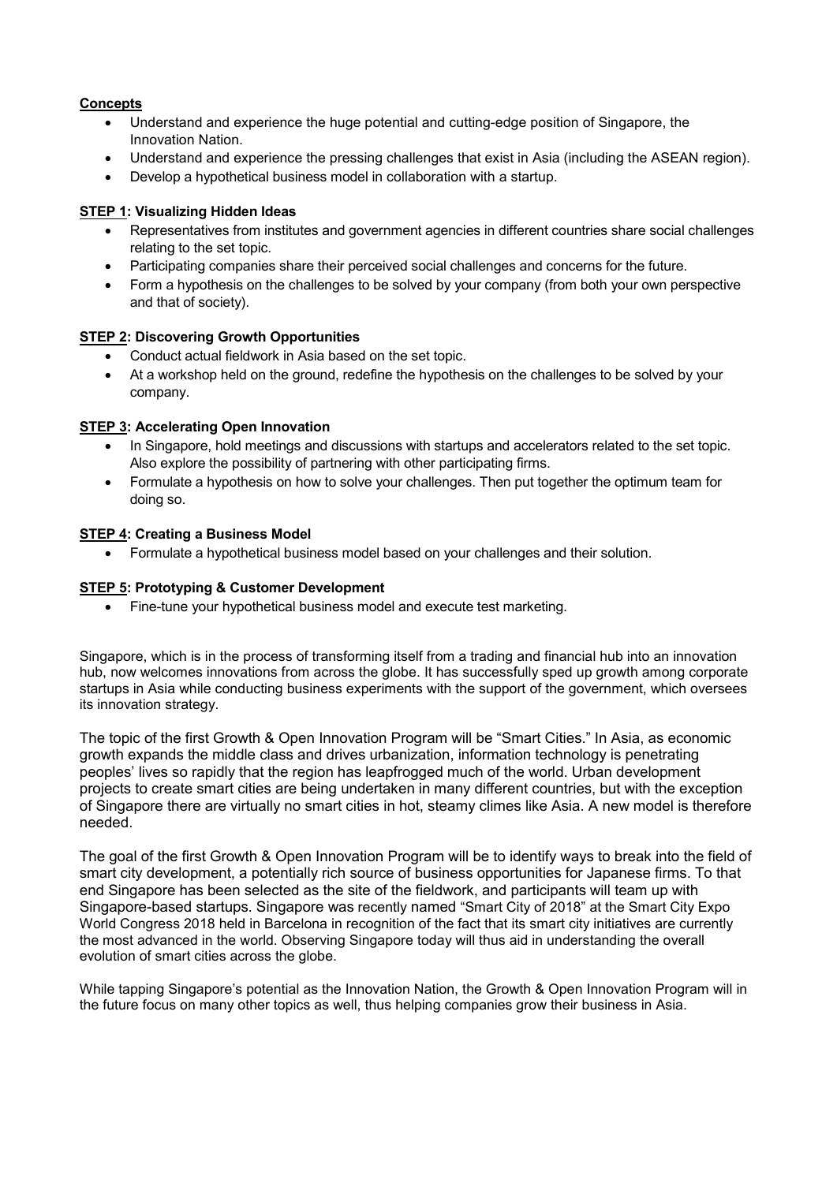**Concepts**

- Understand and experience the huge potential and cutting-edge position of Singapore, the Innovation Nation.
- Understand and experience the pressing challenges that exist in Asia (including the ASEAN region).
- Develop a hypothetical business model in collaboration with a startup.

**STEP 1: Visualizing Hidden Ideas**

- Representatives from institutes and government agencies in different countries share social challenges relating to the set topic.
- Participating companies share their perceived social challenges and concerns for the future.
- Form a hypothesis on the challenges to be solved by your company (from both your own perspective and that of society).

**STEP 2: Discovering Growth Opportunities**

- Conduct actual fieldwork in Asia based on the set topic.
- At a workshop held on the ground, redefine the hypothesis on the challenges to be solved by your company.

**STEP 3: Accelerating Open Innovation**

- In Singapore, hold meetings and discussions with startups and accelerators related to the set topic. Also explore the possibility of partnering with other participating firms.
- Formulate a hypothesis on how to solve your challenges. Then put together the optimum team for doing so.

**STEP 4: Creating a Business Model**

- Formulate a hypothetical business model based on your challenges and their solution.

**STEP 5: Prototyping & Customer Development**

- Fine-tune your hypothetical business model and execute test marketing.

Singapore, which is in the process of transforming itself from a trading and financial hub into an innovation hub, now welcomes innovations from across the globe. It has successfully sped up growth among corporate startups in Asia while conducting business experiments with the support of the government, which oversees its innovation strategy.

The topic of the first Growth & Open Innovation Program will be "Smart Cities." In Asia, as economic growth expands the middle class and drives urbanization, information technology is penetrating peoples' lives so rapidly that the region has leapfrogged much of the world. Urban development projects to create smart cities are being undertaken in many different countries, but with the exception of Singapore there are virtually no smart cities in hot, steamy climes like Asia. A new model is therefore needed.

The goal of the first Growth & Open Innovation Program will be to identify ways to break into the field of smart city development, a potentially rich source of business opportunities for Japanese firms. To that end Singapore has been selected as the site of the fieldwork, and participants will team up with Singapore-based startups. Singapore was recently named "Smart City of 2018" at the Smart City Expo World Congress 2018 held in Barcelona in recognition of the fact that its smart city initiatives are currently the most advanced in the world. Observing Singapore today will thus aid in understanding the overall evolution of smart cities across the globe.

While tapping Singapore's potential as the Innovation Nation, the Growth & Open Innovation Program will in the future focus on many other topics as well, thus helping companies grow their business in Asia.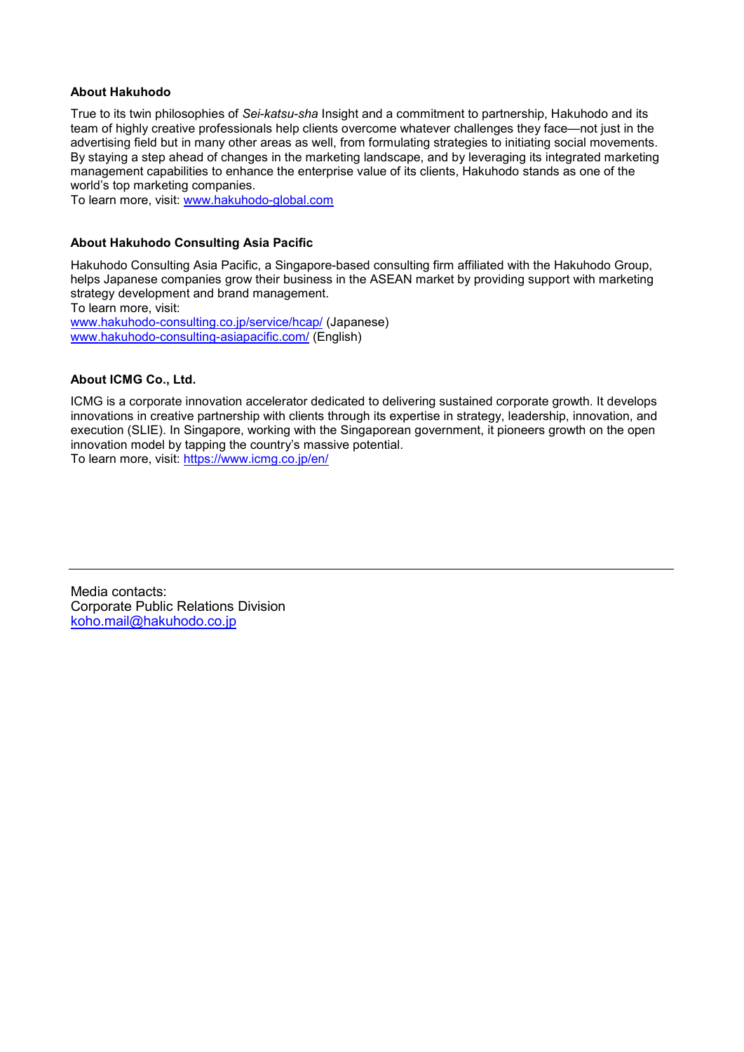**About Hakuhodo**

True to its twin philosophies of *Sei-katsu-sha* Insight and a commitment to partnership, Hakuhodo and its team of highly creative professionals help clients overcome whatever challenges they face—not just in the advertising field but in many other areas as well, from formulating strategies to initiating social movements. By staying a step ahead of changes in the marketing landscape, and by leveraging its integrated marketing management capabilities to enhance the enterprise value of its clients, Hakuhodo stands as one of the world's top marketing companies.
To learn more, visit: www.hakuhodo-global.com

**About Hakuhodo Consulting Asia Pacific**

Hakuhodo Consulting Asia Pacific, a Singapore-based consulting firm affiliated with the Hakuhodo Group, helps Japanese companies grow their business in the ASEAN market by providing support with marketing strategy development and brand management.
To learn more, visit:
www.hakuhodo-consulting.co.jp/service/hcap/ (Japanese)
www.hakuhodo-consulting-asiapacific.com/ (English)

**About ICMG Co., Ltd.**

ICMG is a corporate innovation accelerator dedicated to delivering sustained corporate growth. It develops innovations in creative partnership with clients through its expertise in strategy, leadership, innovation, and execution (SLIE). In Singapore, working with the Singaporean government, it pioneers growth on the open innovation model by tapping the country's massive potential.
To learn more, visit: https://www.icmg.co.jp/en/

---

Media contacts:
Corporate Public Relations Division
koho.mail@hakuhodo.co.jp